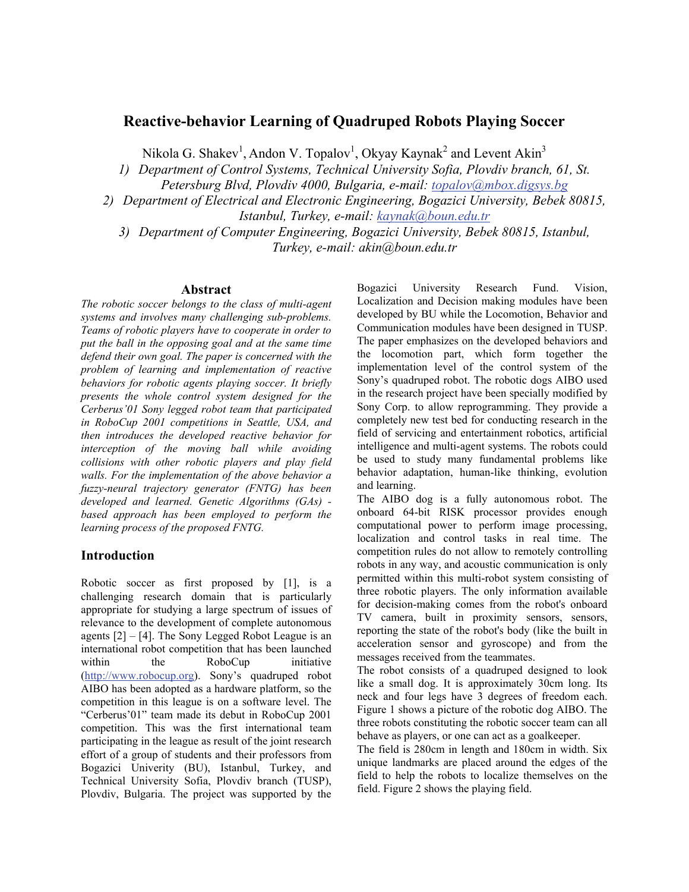# Reactive-behavior Learning of Quadruped Robots Playing Soccer

Nikola G. Shakev[1], Andon V. Topalov[1], Okyay Kaynak[2] and Levent Akin[3]

1) *Department of Control Systems, Technical University Sofia, Plovdiv branch, 61, St. Petersburg Blvd, Plovdiv 4000, Bulgaria, e-mail: topalov@mbox.digsys.bg*

2) *Department of Electrical and Electronic Engineering, Bogazici University, Bebek 80815, Istanbul, Turkey, e-mail: kaynak@boun.edu.tr*

3) *Department of Computer Engineering, Bogazici University, Bebek 80815, Istanbul, Turkey, e-mail: akin@boun.edu.tr*

## Abstract

*The robotic soccer belongs to the class of multi-agent systems and involves many challenging sub-problems. Teams of robotic players have to cooperate in order to put the ball in the opposing goal and at the same time defend their own goal. The paper is concerned with the problem of learning and implementation of reactive behaviors for robotic agents playing soccer. It briefly presents the whole control system designed for the Cerberus'01 Sony legged robot team that participated in RoboCup 2001 competitions in Seattle, USA, and then introduces the developed reactive behavior for interception of the moving ball while avoiding collisions with other robotic players and play field walls. For the implementation of the above behavior a fuzzy-neural trajectory generator (FNTG) has been developed and learned. Genetic Algorithms (GAs) - based approach has been employed to perform the learning process of the proposed FNTG.*

## Introduction

Robotic soccer as first proposed by [1], is a challenging research domain that is particularly appropriate for studying a large spectrum of issues of relevance to the development of complete autonomous agents [2] – [4]. The Sony Legged Robot League is an international robot competition that has been launched within the RoboCup initiative (http://www.robocup.org). Sony's quadruped robot AIBO has been adopted as a hardware platform, so the competition in this league is on a software level. The "Cerberus'01" team made its debut in RoboCup 2001 competition. This was the first international team participating in the league as result of the joint research effort of a group of students and their professors from Bogazici Univerity (BU), Istanbul, Turkey, and Technical University Sofia, Plovdiv branch (TUSP), Plovdiv, Bulgaria. The project was supported by the Bogazici University Research Fund. Vision, Localization and Decision making modules have been developed by BU while the Locomotion, Behavior and Communication modules have been designed in TUSP. The paper emphasizes on the developed behaviors and the locomotion part, which form together the implementation level of the control system of the Sony's quadruped robot. The robotic dogs AIBO used in the research project have been specially modified by Sony Corp. to allow reprogramming. They provide a completely new test bed for conducting research in the field of servicing and entertainment robotics, artificial intelligence and multi-agent systems. The robots could be used to study many fundamental problems like behavior adaptation, human-like thinking, evolution and learning.

The AIBO dog is a fully autonomous robot. The onboard 64-bit RISK processor provides enough computational power to perform image processing, localization and control tasks in real time. The competition rules do not allow to remotely controlling robots in any way, and acoustic communication is only permitted within this multi-robot system consisting of three robotic players. The only information available for decision-making comes from the robot's onboard TV camera, built in proximity sensors, sensors, reporting the state of the robot's body (like the built in acceleration sensor and gyroscope) and from the messages received from the teammates.

The robot consists of a quadruped designed to look like a small dog. It is approximately 30cm long. Its neck and four legs have 3 degrees of freedom each. Figure 1 shows a picture of the robotic dog AIBO. The three robots constituting the robotic soccer team can all behave as players, or one can act as a goalkeeper.

The field is 280cm in length and 180cm in width. Six unique landmarks are placed around the edges of the field to help the robots to localize themselves on the field. Figure 2 shows the playing field.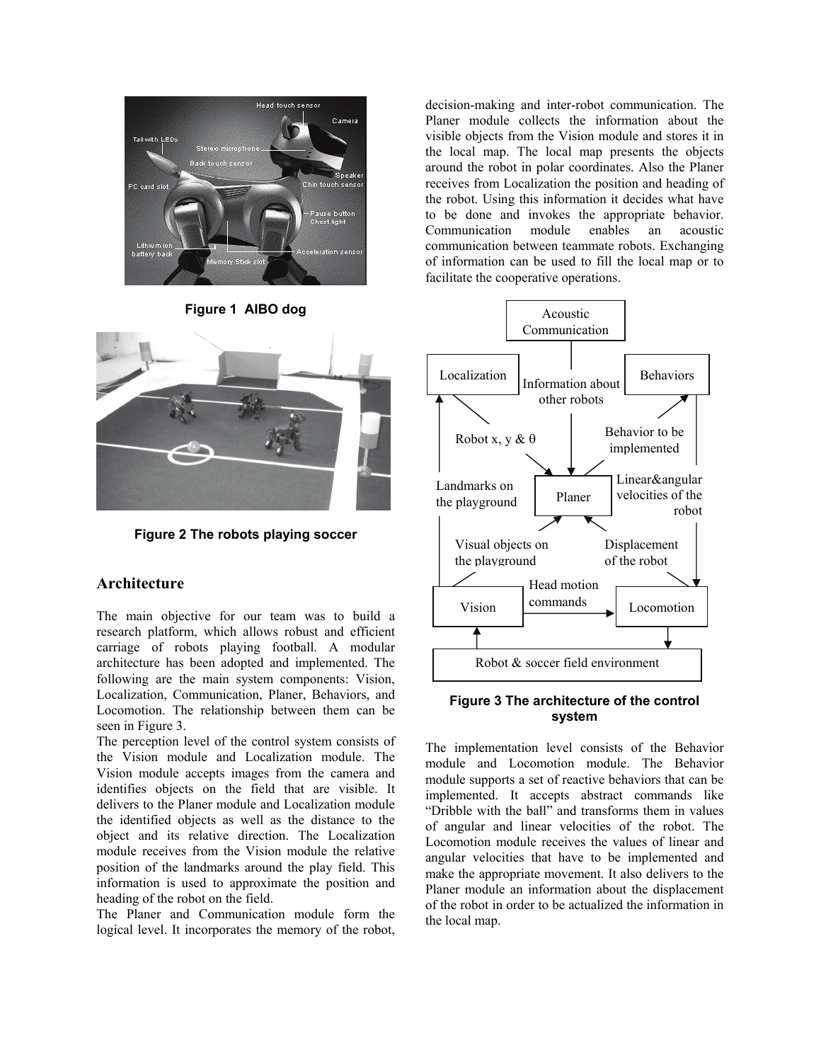Figure 1 AIBO dog

Figure 2 The robots playing soccer

## Architecture

The main objective for our team was to build a research platform, which allows robust and efficient carriage of robots playing football. A modular architecture has been adopted and implemented. The following are the main system components: Vision, Localization, Communication, Planer, Behaviors, and Locomotion. The relationship between them can be seen in Figure 3.

The perception level of the control system consists of the Vision module and Localization module. The Vision module accepts images from the camera and identifies objects on the field that are visible. It delivers to the Planer module and Localization module the identified objects as well as the distance to the object and its relative direction. The Localization module receives from the Vision module the relative position of the landmarks around the play field. This information is used to approximate the position and heading of the robot on the field.

The Planer and Communication module form the logical level. It incorporates the memory of the robot, decision-making and inter-robot communication. The Planer module collects the information about the visible objects from the Vision module and stores it in the local map. The local map presents the objects around the robot in polar coordinates. Also the Planer receives from Localization the position and heading of the robot. Using this information it decides what have to be done and invokes the appropriate behavior. Communication module enables an acoustic communication between teammate robots. Exchanging of information can be used to fill the local map or to facilitate the cooperative operations.

Figure 3 The architecture of the control system

The implementation level consists of the Behavior module and Locomotion module. The Behavior module supports a set of reactive behaviors that can be implemented. It accepts abstract commands like "Dribble with the ball" and transforms them in values of angular and linear velocities of the robot. The Locomotion module receives the values of linear and angular velocities that have to be implemented and make the appropriate movement. It also delivers to the Planer module an information about the displacement of the robot in order to be actualized the information in the local map.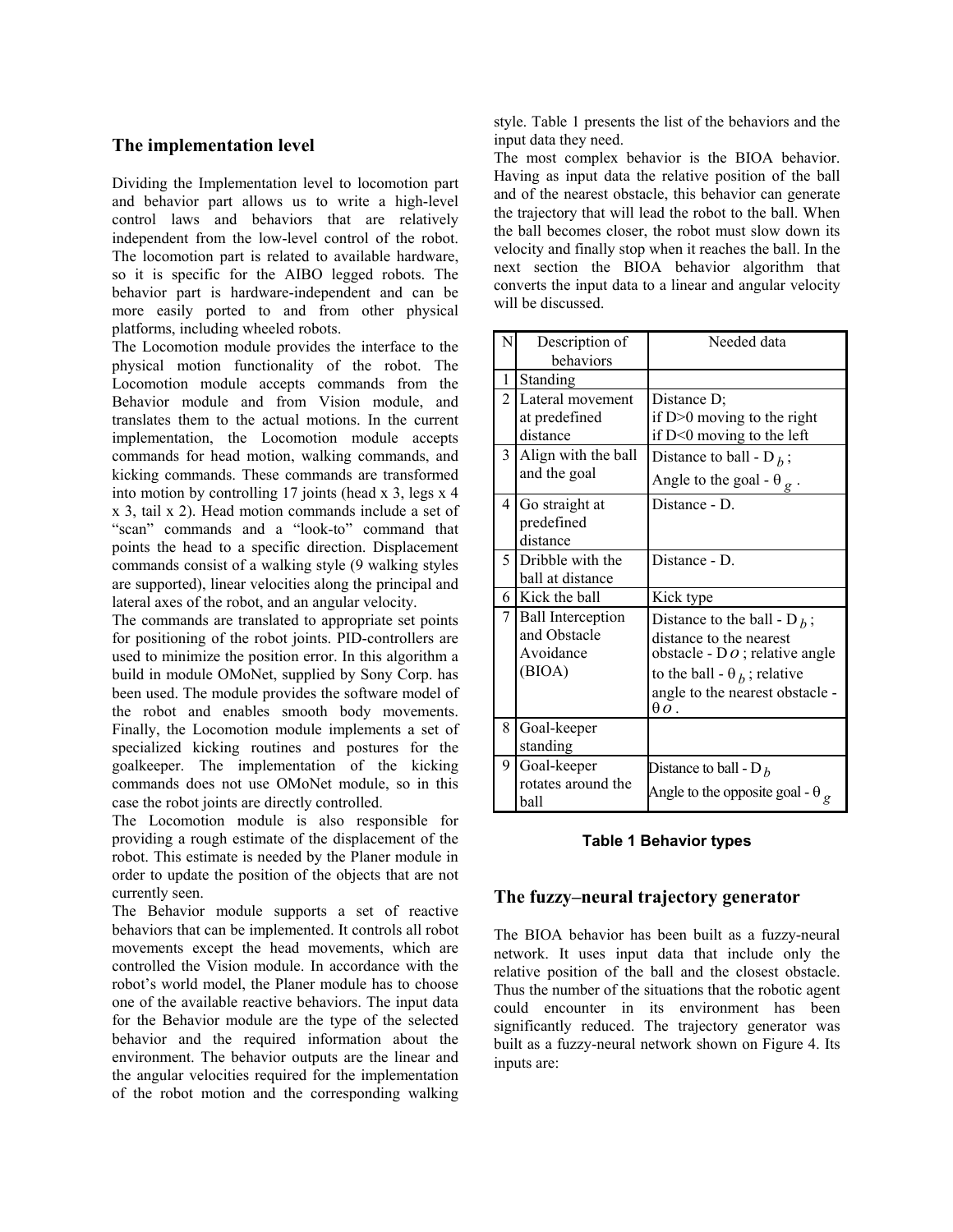## The implementation level

Dividing the Implementation level to locomotion part and behavior part allows us to write a high-level control laws and behaviors that are relatively independent from the low-level control of the robot. The locomotion part is related to available hardware, so it is specific for the AIBO legged robots. The behavior part is hardware-independent and can be more easily ported to and from other physical platforms, including wheeled robots.

The Locomotion module provides the interface to the physical motion functionality of the robot. The Locomotion module accepts commands from the Behavior module and from Vision module, and translates them to the actual motions. In the current implementation, the Locomotion module accepts commands for head motion, walking commands, and kicking commands. These commands are transformed into motion by controlling 17 joints (head x 3, legs x 4 x 3, tail x 2). Head motion commands include a set of "scan" commands and a "look-to" command that points the head to a specific direction. Displacement commands consist of a walking style (9 walking styles are supported), linear velocities along the principal and lateral axes of the robot, and an angular velocity.

The commands are translated to appropriate set points for positioning of the robot joints. PID-controllers are used to minimize the position error. In this algorithm a build in module OMoNet, supplied by Sony Corp. has been used. The module provides the software model of the robot and enables smooth body movements. Finally, the Locomotion module implements a set of specialized kicking routines and postures for the goalkeeper. The implementation of the kicking commands does not use OMoNet module, so in this case the robot joints are directly controlled.

The Locomotion module is also responsible for providing a rough estimate of the displacement of the robot. This estimate is needed by the Planer module in order to update the position of the objects that are not currently seen.

The Behavior module supports a set of reactive behaviors that can be implemented. It controls all robot movements except the head movements, which are controlled the Vision module. In accordance with the robot's world model, the Planer module has to choose one of the available reactive behaviors. The input data for the Behavior module are the type of the selected behavior and the required information about the environment. The behavior outputs are the linear and the angular velocities required for the implementation of the robot motion and the corresponding walking style. Table 1 presents the list of the behaviors and the input data they need.

The most complex behavior is the BIOA behavior. Having as input data the relative position of the ball and of the nearest obstacle, this behavior can generate the trajectory that will lead the robot to the ball. When the ball becomes closer, the robot must slow down its velocity and finally stop when it reaches the ball. In the next section the BIOA behavior algorithm that converts the input data to a linear and angular velocity will be discussed.

| N | Description of behaviors | Needed data |
|---|---|---|
| 1 | Standing | |
| 2 | Lateral movement at predefined distance | Distance D; if D>0 moving to the right if D<0 moving to the left |
| 3 | Align with the ball and the goal | Distance to ball - $D_b$; Angle to the goal - $\theta_g$. |
| 4 | Go straight at predefined distance | Distance - D. |
| 5 | Dribble with the ball at distance | Distance - D. |
| 6 | Kick the ball | Kick type |
| 7 | Ball Interception and Obstacle Avoidance (BIOA) | Distance to the ball - $D_b$; distance to the nearest obstacle - $D_o$; relative angle to the ball - $\theta_b$; relative angle to the nearest obstacle - $\theta_o$. |
| 8 | Goal-keeper standing | |
| 9 | Goal-keeper rotates around the ball | Distance to ball - $D_b$ Angle to the opposite goal - $\theta_g$ |

**Table 1 Behavior types**

## The fuzzy–neural trajectory generator

The BIOA behavior has been built as a fuzzy-neural network. It uses input data that include only the relative position of the ball and the closest obstacle. Thus the number of the situations that the robotic agent could encounter in its environment has been significantly reduced. The trajectory generator was built as a fuzzy-neural network shown on Figure 4. Its inputs are: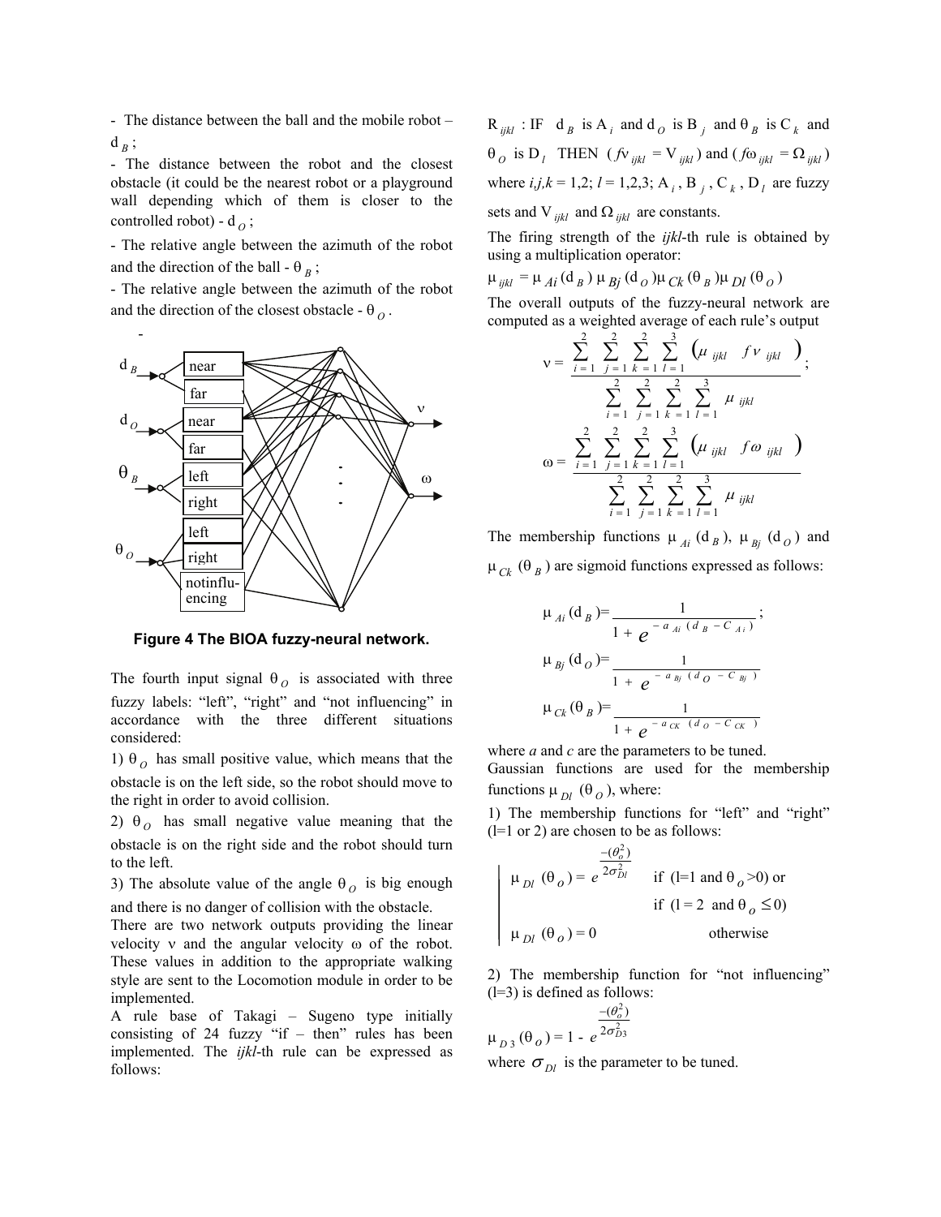- The distance between the ball and the mobile robot – $d_B$;
- The distance between the robot and the closest obstacle (it could be the nearest robot or a playground wall depending which of them is closer to the controlled robot) - $d_O$;
- The relative angle between the azimuth of the robot and the direction of the ball - $\theta_B$;
- The relative angle between the azimuth of the robot and the direction of the closest obstacle - $\theta_O$.

**Figure 4 The BIOA fuzzy-neural network.**

The fourth input signal $\theta_O$ is associated with three fuzzy labels: "left", "right" and "not influencing" in accordance with the three different situations considered:

1) $\theta_O$ has small positive value, which means that the obstacle is on the left side, so the robot should move to the right in order to avoid collision.

2) $\theta_O$ has small negative value meaning that the obstacle is on the right side and the robot should turn to the left.

3) The absolute value of the angle $\theta_O$ is big enough and there is no danger of collision with the obstacle.

There are two network outputs providing the linear velocity $\nu$ and the angular velocity $\omega$ of the robot. These values in addition to the appropriate walking style are sent to the Locomotion module in order to be implemented.

A rule base of Takagi – Sugeno type initially consisting of 24 fuzzy "if – then" rules has been implemented. The *ijkl*-th rule can be expressed as follows:

$R_{ijkl}$ : IF $d_B$ is $A_i$ and $d_O$ is $B_j$ and $\theta_B$ is $C_k$ and $\theta_O$ is $D_l$ THEN ($f\nu_{ijkl} = V_{ijkl}$) and ($f\omega_{ijkl} = \Omega_{ijkl}$) where *i,j,k* = 1,2; *l* = 1,2,3; $A_i$, $B_j$, $C_k$, $D_l$ are fuzzy sets and $V_{ijkl}$ and $\Omega_{ijkl}$ are constants.

The firing strength of the *ijkl*-th rule is obtained by using a multiplication operator:

$$\mu_{ijkl} = \mu_{Ai}(d_B)\,\mu_{Bj}(d_O)\,\mu_{Ck}(\theta_B)\,\mu_{Dl}(\theta_O)$$

The overall outputs of the fuzzy-neural network are computed as a weighted average of each rule's output

$$\nu = \frac{\sum_{i=1}^{2}\sum_{j=1}^{2}\sum_{k=1}^{2}\sum_{l=1}^{3}\left(\mu_{ijkl}\; f\nu_{ijkl}\right)}{\sum_{i=1}^{2}\sum_{j=1}^{2}\sum_{k=1}^{2}\sum_{l=1}^{3}\mu_{ijkl}};$$

$$\omega = \frac{\sum_{i=1}^{2}\sum_{j=1}^{2}\sum_{k=1}^{2}\sum_{l=1}^{3}\left(\mu_{ijkl}\; f\omega_{ijkl}\right)}{\sum_{i=1}^{2}\sum_{j=1}^{2}\sum_{k=1}^{2}\sum_{l=1}^{3}\mu_{ijkl}}$$

The membership functions $\mu_{Ai}(d_B)$, $\mu_{Bj}(d_O)$ and $\mu_{Ck}(\theta_B)$ are sigmoid functions expressed as follows:

$$\mu_{Ai}(d_B) = \frac{1}{1 + e^{-a_{Ai}(d_B - C_{Ai})}};$$

$$\mu_{Bj}(d_O) = \frac{1}{1 + e^{-a_{Bj}(d_O - C_{Bj})}}$$

$$\mu_{Ck}(\theta_B) = \frac{1}{1 + e^{-a_{CK}(d_O - C_{CK})}}$$

where *a* and *c* are the parameters to be tuned.

Gaussian functions are used for the membership functions $\mu_{Dl}(\theta_O)$, where:

1) The membership functions for "left" and "right" (l=1 or 2) are chosen to be as follows:

$$\begin{cases} \mu_{Dl}(\theta_o) = e^{\frac{-(\theta_o^2)}{2\sigma_{Dl}^2}} & \text{if (l=1 and } \theta_o > 0\text{) or} \\ & \text{if (l = 2 and } \theta_o \le 0\text{)} \\ \mu_{Dl}(\theta_o) = 0 & \text{otherwise} \end{cases}$$

2) The membership function for "not influencing" (l=3) is defined as follows:

$$\mu_{D3}(\theta_o) = 1 - e^{\frac{-(\theta_o^2)}{2\sigma_{D3}^2}}$$

where $\sigma_{Dl}$ is the parameter to be tuned.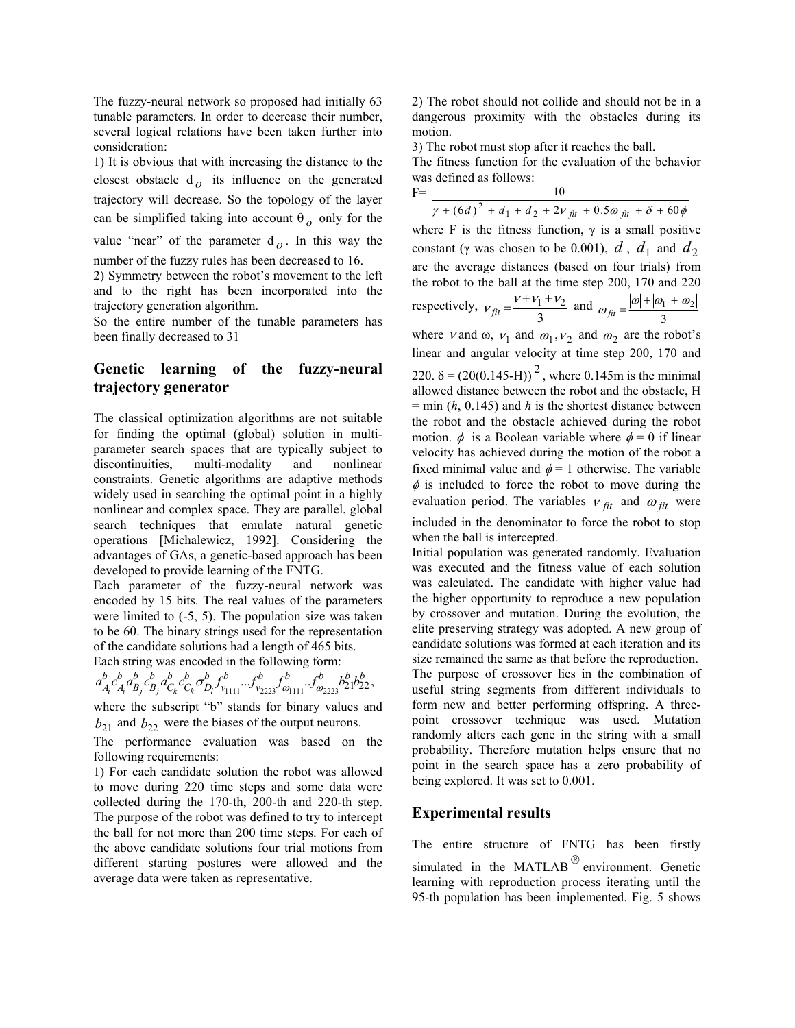The fuzzy-neural network so proposed had initially 63 tunable parameters. In order to decrease their number, several logical relations have been taken further into consideration:

1) It is obvious that with increasing the distance to the closest obstacle $d_O$ its influence on the generated trajectory will decrease. So the topology of the layer can be simplified taking into account $\theta_O$ only for the value "near" of the parameter $d_O$. In this way the number of the fuzzy rules has been decreased to 16.

2) Symmetry between the robot's movement to the left and to the right has been incorporated into the trajectory generation algorithm.

So the entire number of the tunable parameters has been finally decreased to 31

## Genetic learning of the fuzzy-neural trajectory generator

The classical optimization algorithms are not suitable for finding the optimal (global) solution in multi-parameter search spaces that are typically subject to discontinuities, multi-modality and nonlinear constraints. Genetic algorithms are adaptive methods widely used in searching the optimal point in a highly nonlinear and complex space. They are parallel, global search techniques that emulate natural genetic operations [Michalewicz, 1992]. Considering the advantages of GAs, a genetic-based approach has been developed to provide learning of the FNTG.

Each parameter of the fuzzy-neural network was encoded by 15 bits. The real values of the parameters were limited to (-5, 5). The population size was taken to be 60. The binary strings used for the representation of the candidate solutions had a length of 465 bits.

Each string was encoded in the following form:

$$a^b_{A_i} c^b_{A_i} a^b_{B_j} c^b_{B_j} a^b_{C_k} c^b_{C_k} \sigma^b_{D_l} f^b_{v_{1111}} \ldots f^b_{v_{2223}} f^b_{\omega_{1111}} \ldots f^b_{\omega_{2223}} b^b_{21} b^b_{22},$$

where the subscript "b" stands for binary values and $b_{21}$ and $b_{22}$ were the biases of the output neurons.

The performance evaluation was based on the following requirements:

1) For each candidate solution the robot was allowed to move during 220 time steps and some data were collected during the 170-th, 200-th and 220-th step. The purpose of the robot was defined to try to intercept the ball for not more than 200 time steps. For each of the above candidate solutions four trial motions from different starting postures were allowed and the average data were taken as representative.

2) The robot should not collide and should not be in a dangerous proximity with the obstacles during its motion.

3) The robot must stop after it reaches the ball.

The fitness function for the evaluation of the behavior was defined as follows:

$$F = \frac{10}{\gamma + (6d)^2 + d_1 + d_2 + 2v_{fit} + 0.5\omega_{fit} + \delta + 60\phi}$$

where F is the fitness function, $\gamma$ is a small positive constant ($\gamma$ was chosen to be 0.001), $d$, $d_1$ and $d_2$ are the average distances (based on four trials) from the robot to the ball at the time step 200, 170 and 220 respectively, $v_{fit} = \frac{v + v_1 + v_2}{3}$ and $\omega_{fit} = \frac{|\omega| + |\omega_1| + |\omega_2|}{3}$ where $v$ and $\omega$, $v_1$ and $\omega_1$, $v_2$ and $\omega_2$ are the robot's linear and angular velocity at time step 200, 170 and 220. $\delta = (20(0.145\text{-}H))^2$, where 0.145m is the minimal allowed distance between the robot and the obstacle, H = min ($h$, 0.145) and $h$ is the shortest distance between the robot and the obstacle achieved during the robot motion. $\phi$ is a Boolean variable where $\phi = 0$ if linear velocity has achieved during the motion of the robot a fixed minimal value and $\phi = 1$ otherwise. The variable $\phi$ is included to force the robot to move during the evaluation period. The variables $v_{fit}$ and $\omega_{fit}$ were included in the denominator to force the robot to stop when the ball is intercepted.

Initial population was generated randomly. Evaluation was executed and the fitness value of each solution was calculated. The candidate with higher value had the higher opportunity to reproduce a new population by crossover and mutation. During the evolution, the elite preserving strategy was adopted. A new group of candidate solutions was formed at each iteration and its size remained the same as that before the reproduction. The purpose of crossover lies in the combination of useful string segments from different individuals to form new and better performing offspring. A three-point crossover technique was used. Mutation randomly alters each gene in the string with a small probability. Therefore mutation helps ensure that no point in the search space has a zero probability of being explored. It was set to 0.001.

## Experimental results

The entire structure of FNTG has been firstly simulated in the MATLAB® environment. Genetic learning with reproduction process iterating until the 95-th population has been implemented. Fig. 5 shows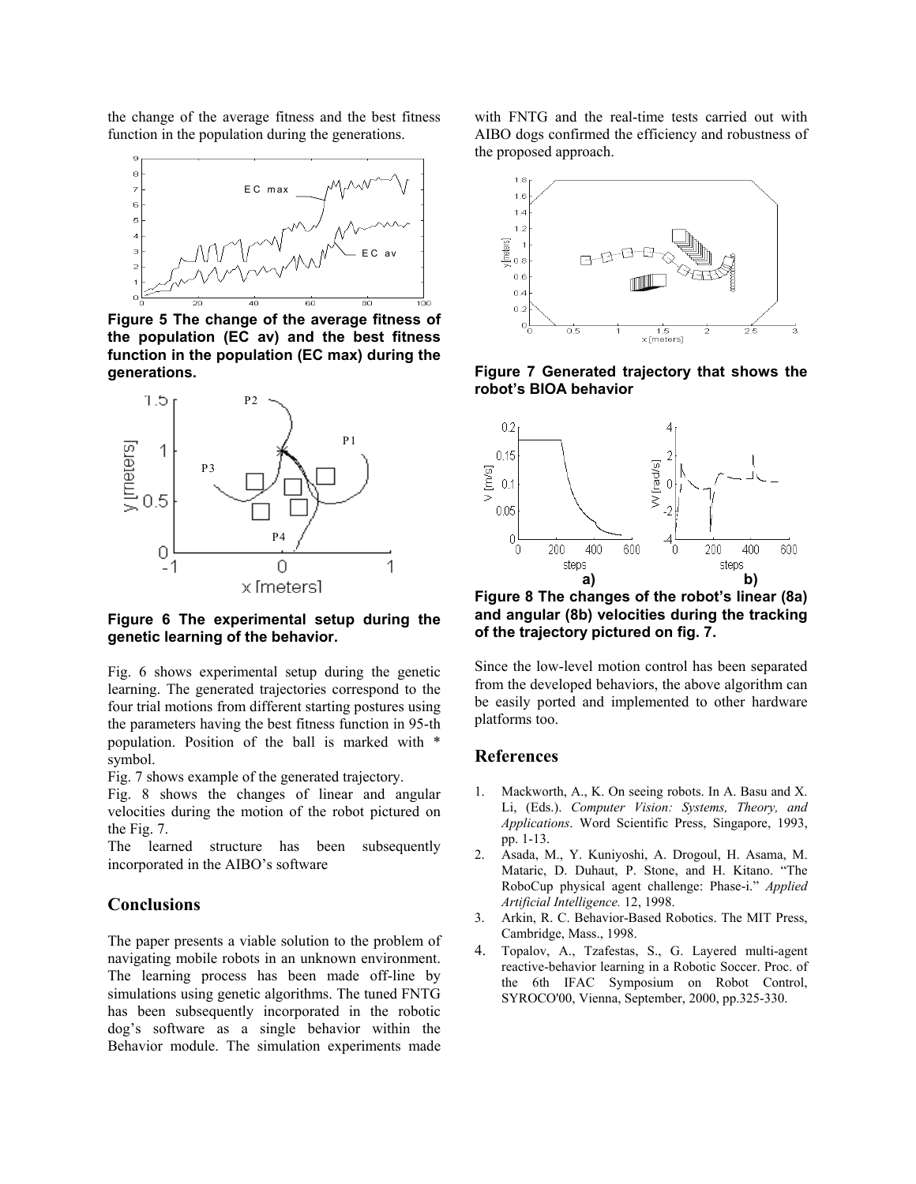the change of the average fitness and the best fitness function in the population during the generations.

9
8
7
6
5
4
3
2
1
0
0 20 40 60 80 100
EC max
EC av

**Figure 5 The change of the average fitness of the population (EC av) and the best fitness function in the population (EC max) during the generations.**

1.5
1
0.5
0
-1 0 1
y [meters]
x [meters]
P1
P2
P3
P4

**Figure 6 The experimental setup during the genetic learning of the behavior.**

Fig. 6 shows experimental setup during the genetic learning. The generated trajectories correspond to the four trial motions from different starting postures using the parameters having the best fitness function in 95-th population. Position of the ball is marked with * symbol.

Fig. 7 shows example of the generated trajectory.

Fig. 8 shows the changes of linear and angular velocities during the motion of the robot pictured on the Fig. 7.

The learned structure has been subsequently incorporated in the AIBO's software

## Conclusions

The paper presents a viable solution to the problem of navigating mobile robots in an unknown environment. The learning process has been made off-line by simulations using genetic algorithms. The tuned FNTG has been subsequently incorporated in the robotic dog's software as a single behavior within the Behavior module. The simulation experiments made with FNTG and the real-time tests carried out with AIBO dogs confirmed the efficiency and robustness of the proposed approach.

1.8
1.6
1.4
1.2
1
0.8
0.6
0.4
0.2
0
0 0.5 1 1.5 2 2.5 3
y [meters]
x [meters]

**Figure 7 Generated trajectory that shows the robot's BIOA behavior**

0.2
0.15
0.1
0.05
0
0 200 400 600
V [m/s]
steps
a)

4
2
0
-2
-4
0 200 400 600
W [rad/s]
steps
b)

**Figure 8 The changes of the robot's linear (8a) and angular (8b) velocities during the tracking of the trajectory pictured on fig. 7.**

Since the low-level motion control has been separated from the developed behaviors, the above algorithm can be easily ported and implemented to other hardware platforms too.

## References

1. Mackworth, A., K. On seeing robots. In A. Basu and X. Li, (Eds.). *Computer Vision: Systems, Theory, and Applications*. Word Scientific Press, Singapore, 1993, pp. 1-13.
2. Asada, M., Y. Kuniyoshi, A. Drogoul, H. Asama, M. Mataric, D. Duhaut, P. Stone, and H. Kitano. "The RoboCup physical agent challenge: Phase-i." *Applied Artificial Intelligence.* 12, 1998.
3. Arkin, R. C. Behavior-Based Robotics. The MIT Press, Cambridge, Mass., 1998.
4. Topalov, A., Tzafestas, S., G. Layered multi-agent reactive-behavior learning in a Robotic Soccer. Proc. of the 6th IFAC Symposium on Robot Control, SYROCO'00, Vienna, September, 2000, pp.325-330.